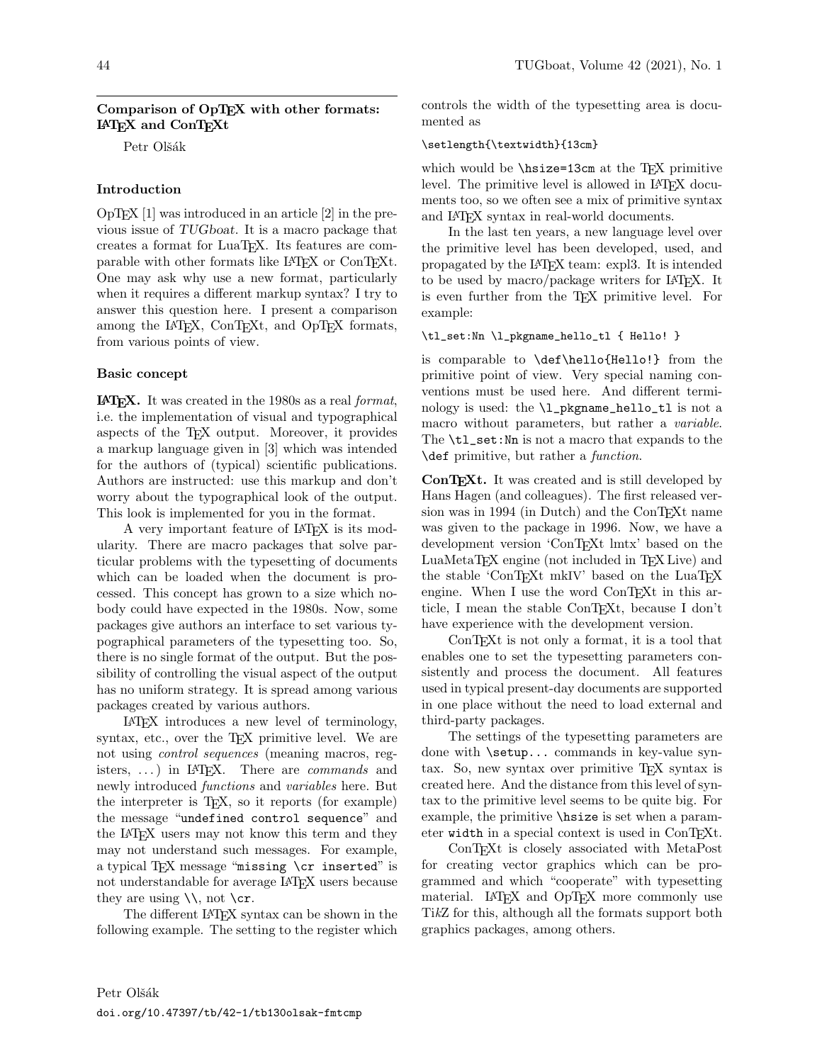## Comparison of OpTeX with other formats: LaTeX and ConTeXt

Petr Olšák

### Introduction

OpTeX [1] was introduced in an article [2] in the previous issue of *TUGboat*. It is a macro package that creates a format for LuaTeX. Its features are comparable with other formats like LaTeX or ConTeXt. One may ask why use a new format, particularly when it requires a different markup syntax? I try to answer this question here. I present a comparison among the LaTeX, ConTeXt, and OpTeX formats, from various points of view.

### Basic concept

**LaTeX.** It was created in the 1980s as a real *format*, i.e. the implementation of visual and typographical aspects of the TeX output. Moreover, it provides a markup language given in [3] which was intended for the authors of (typical) scientific publications. Authors are instructed: use this markup and don't worry about the typographical look of the output. This look is implemented for you in the format.

A very important feature of LaTeX is its modularity. There are macro packages that solve particular problems with the typesetting of documents which can be loaded when the document is processed. This concept has grown to a size which nobody could have expected in the 1980s. Now, some packages give authors an interface to set various typographical parameters of the typesetting too. So, there is no single format of the output. But the possibility of controlling the visual aspect of the output has no uniform strategy. It is spread among various packages created by various authors.

LaTeX introduces a new level of terminology, syntax, etc., over the TeX primitive level. We are not using *control sequences* (meaning macros, registers, ...) in LaTeX. There are *commands* and newly introduced *functions* and *variables* here. But the interpreter is TeX, so it reports (for example) the message "`undefined control sequence`" and the LaTeX users may not know this term and they may not understand such messages. For example, a typical TeX message "`missing \cr inserted`" is not understandable for average LaTeX users because they are using `\\`, not `\cr`.

The different LaTeX syntax can be shown in the following example. The setting to the register which controls the width of the typesetting area is documented as

```
\setlength{\textwidth}{13cm}
```

which would be `\hsize=13cm` at the TeX primitive level. The primitive level is allowed in LaTeX documents too, so we often see a mix of primitive syntax and LaTeX syntax in real-world documents.

In the last ten years, a new language level over the primitive level has been developed, used, and propagated by the LaTeX team: expl3. It is intended to be used by macro/package writers for LaTeX. It is even further from the TeX primitive level. For example:

```
\tl_set:Nn \l_pkgname_hello_tl { Hello! }
```

is comparable to `\def\hello{Hello!}` from the primitive point of view. Very special naming conventions must be used here. And different terminology is used: the `\l_pkgname_hello_tl` is not a macro without parameters, but rather a *variable*. The `\tl_set:Nn` is not a macro that expands to the `\def` primitive, but rather a *function*.

**ConTeXt.** It was created and is still developed by Hans Hagen (and colleagues). The first released version was in 1994 (in Dutch) and the ConTeXt name was given to the package in 1996. Now, we have a development version 'ConTeXt lmtx' based on the LuaMetaTeX engine (not included in TeX Live) and the stable 'ConTeXt mkIV' based on the LuaTeX engine. When I use the word ConTeXt in this article, I mean the stable ConTeXt, because I don't have experience with the development version.

ConTeXt is not only a format, it is a tool that enables one to set the typesetting parameters consistently and process the document. All features used in typical present-day documents are supported in one place without the need to load external and third-party packages.

The settings of the typesetting parameters are done with `\setup...` commands in key-value syntax. So, new syntax over primitive TeX syntax is created here. And the distance from this level of syntax to the primitive level seems to be quite big. For example, the primitive `\hsize` is set when a parameter `width` in a special context is used in ConTeXt.

ConTeXt is closely associated with MetaPost for creating vector graphics which can be programmed and which "cooperate" with typesetting material. LaTeX and OpTeX more commonly use Ti*k*Z for this, although all the formats support both graphics packages, among others.

Petr Olšák

doi.org/10.47397/tb/42-1/tb130olsak-fmtcmp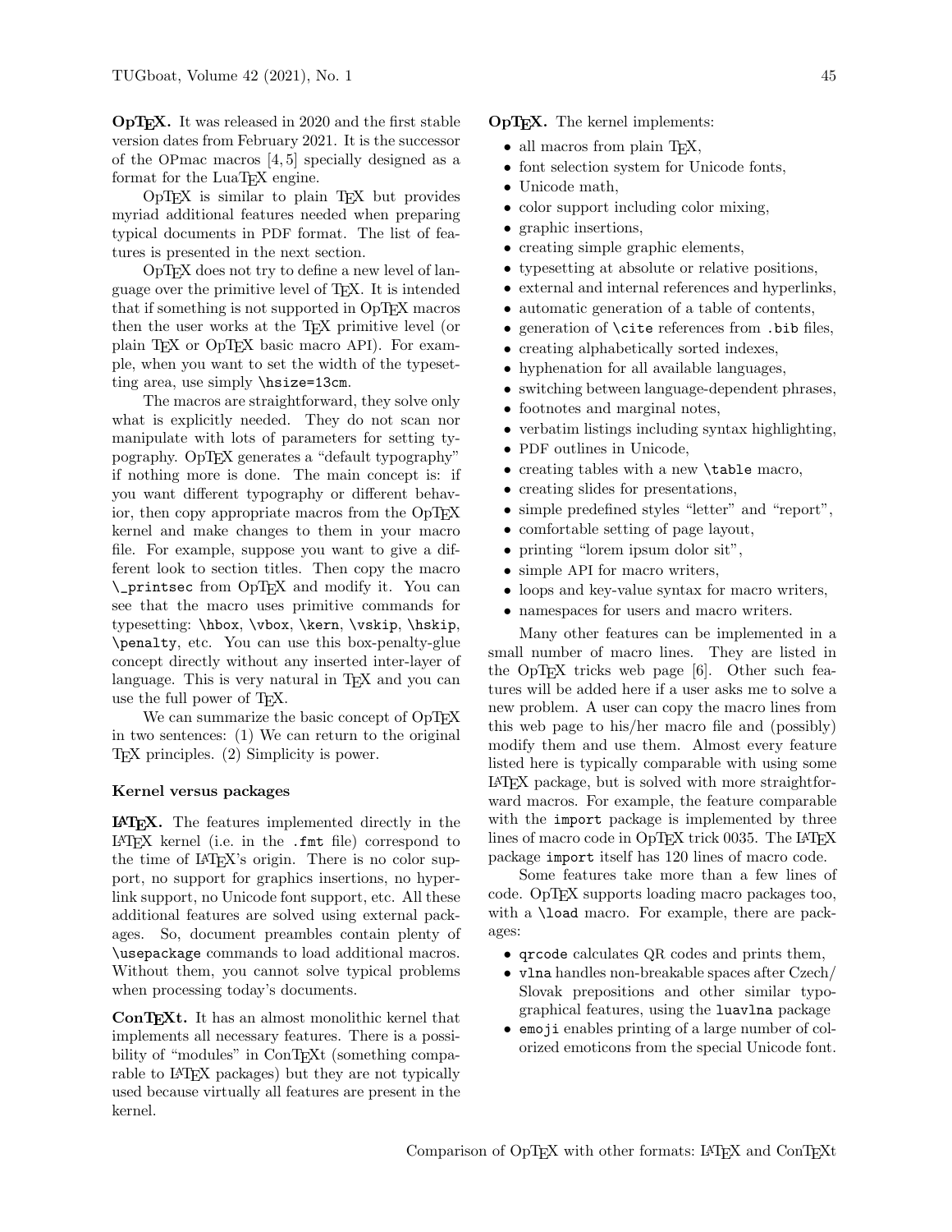**OpTEX.** It was released in 2020 and the first stable version dates from February 2021. It is the successor of the OPmac macros [4, 5] specially designed as a format for the LuaTEX engine.

OpTEX is similar to plain TEX but provides myriad additional features needed when preparing typical documents in PDF format. The list of features is presented in the next section.

OpTEX does not try to define a new level of language over the primitive level of TEX. It is intended that if something is not supported in OpTEX macros then the user works at the TEX primitive level (or plain TEX or OpTEX basic macro API). For example, when you want to set the width of the typesetting area, use simply `\hsize=13cm`.

The macros are straightforward, they solve only what is explicitly needed. They do not scan nor manipulate with lots of parameters for setting typography. OpTEX generates a "default typography" if nothing more is done. The main concept is: if you want different typography or different behavior, then copy appropriate macros from the OpTEX kernel and make changes to them in your macro file. For example, suppose you want to give a different look to section titles. Then copy the macro `\_printsec` from OpTEX and modify it. You can see that the macro uses primitive commands for typesetting: `\hbox`, `\vbox`, `\kern`, `\vskip`, `\hskip`, `\penalty`, etc. You can use this box-penalty-glue concept directly without any inserted inter-layer of language. This is very natural in TEX and you can use the full power of TEX.

We can summarize the basic concept of OpTEX in two sentences: (1) We can return to the original TEX principles. (2) Simplicity is power.

### Kernel versus packages

**LATEX.** The features implemented directly in the LATEX kernel (i.e. in the `.fmt` file) correspond to the time of LATEX's origin. There is no color support, no support for graphics insertions, no hyperlink support, no Unicode font support, etc. All these additional features are solved using external packages. So, document preambles contain plenty of `\usepackage` commands to load additional macros. Without them, you cannot solve typical problems when processing today's documents.

**ConTEXt.** It has an almost monolithic kernel that implements all necessary features. There is a possibility of "modules" in ConTEXt (something comparable to LATEX packages) but they are not typically used because virtually all features are present in the kernel.

**OpTEX.** The kernel implements:

- all macros from plain TEX,
- font selection system for Unicode fonts,
- Unicode math,
- color support including color mixing,
- graphic insertions,
- creating simple graphic elements,
- typesetting at absolute or relative positions,
- external and internal references and hyperlinks,
- automatic generation of a table of contents,
- generation of `\cite` references from `.bib` files,
- creating alphabetically sorted indexes,
- hyphenation for all available languages,
- switching between language-dependent phrases,
- footnotes and marginal notes,
- verbatim listings including syntax highlighting,
- PDF outlines in Unicode,
- creating tables with a new `\table` macro,
- creating slides for presentations,
- simple predefined styles "letter" and "report",
- comfortable setting of page layout,
- printing "lorem ipsum dolor sit",
- simple API for macro writers,
- loops and key-value syntax for macro writers,
- namespaces for users and macro writers.

Many other features can be implemented in a small number of macro lines. They are listed in the OpTEX tricks web page [6]. Other such features will be added here if a user asks me to solve a new problem. A user can copy the macro lines from this web page to his/her macro file and (possibly) modify them and use them. Almost every feature listed here is typically comparable with using some LATEX package, but is solved with more straightforward macros. For example, the feature comparable with the `import` package is implemented by three lines of macro code in OpTEX trick 0035. The LATEX package `import` itself has 120 lines of macro code.

Some features take more than a few lines of code. OpTEX supports loading macro packages too, with a `\load` macro. For example, there are packages:

- `qrcode` calculates QR codes and prints them,
- `vlna` handles non-breakable spaces after Czech/Slovak prepositions and other similar typographical features, using the `luavlna` package
- `emoji` enables printing of a large number of colorized emoticons from the special Unicode font.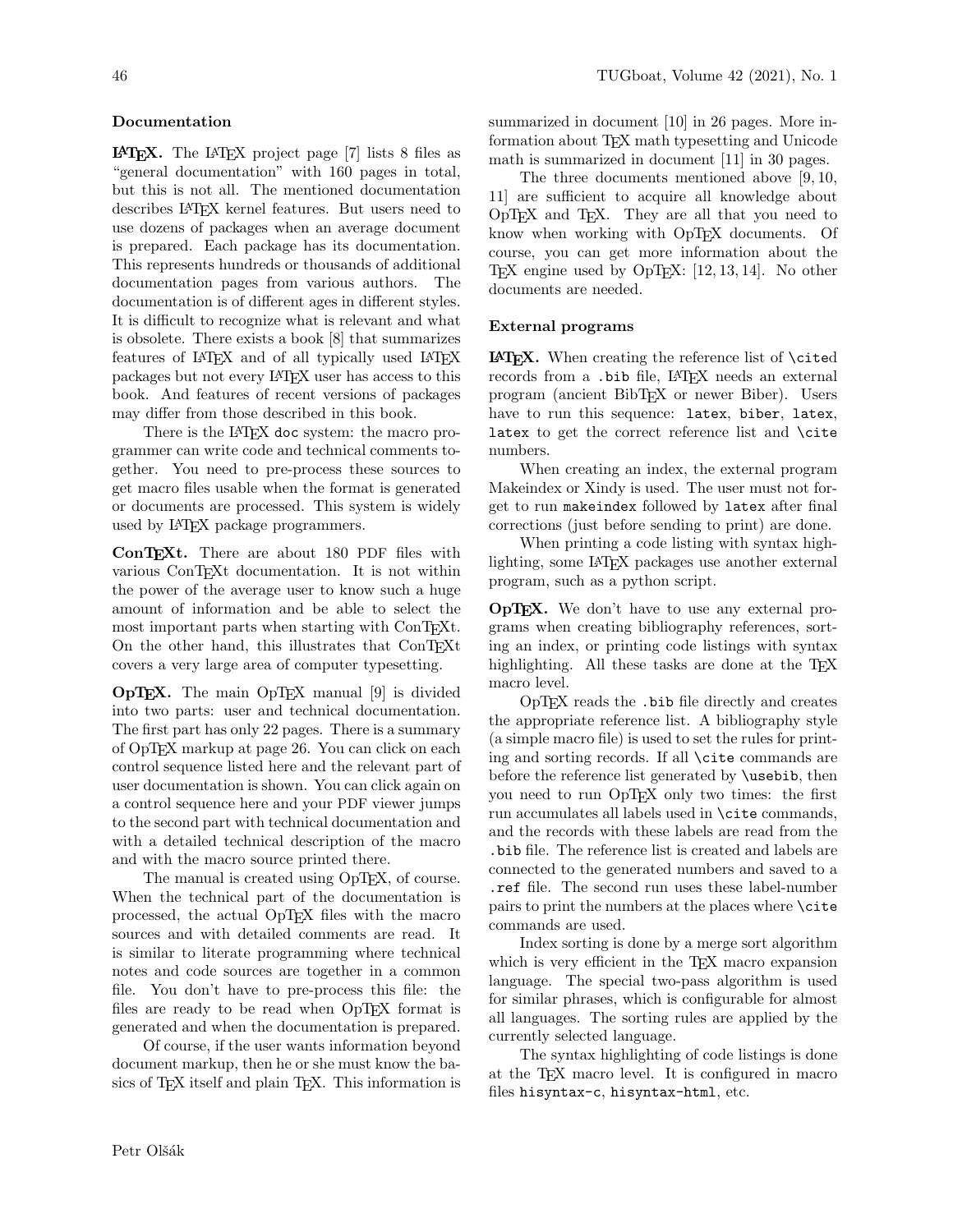### Documentation

**LaTeX.** The LaTeX project page [7] lists 8 files as "general documentation" with 160 pages in total, but this is not all. The mentioned documentation describes LaTeX kernel features. But users need to use dozens of packages when an average document is prepared. Each package has its documentation. This represents hundreds or thousands of additional documentation pages from various authors. The documentation is of different ages in different styles. It is difficult to recognize what is relevant and what is obsolete. There exists a book [8] that summarizes features of LaTeX and of all typically used LaTeX packages but not every LaTeX user has access to this book. And features of recent versions of packages may differ from those described in this book.

There is the LaTeX `doc` system: the macro programmer can write code and technical comments together. You need to pre-process these sources to get macro files usable when the format is generated or documents are processed. This system is widely used by LaTeX package programmers.

**ConTeXt.** There are about 180 PDF files with various ConTeXt documentation. It is not within the power of the average user to know such a huge amount of information and be able to select the most important parts when starting with ConTeXt. On the other hand, this illustrates that ConTeXt covers a very large area of computer typesetting.

**OpTeX.** The main OpTeX manual [9] is divided into two parts: user and technical documentation. The first part has only 22 pages. There is a summary of OpTeX markup at page 26. You can click on each control sequence listed here and the relevant part of user documentation is shown. You can click again on a control sequence here and your PDF viewer jumps to the second part with technical documentation and with a detailed technical description of the macro and with the macro source printed there.

The manual is created using OpTeX, of course. When the technical part of the documentation is processed, the actual OpTeX files with the macro sources and with detailed comments are read. It is similar to literate programming where technical notes and code sources are together in a common file. You don't have to pre-process this file: the files are ready to be read when OpTeX format is generated and when the documentation is prepared.

Of course, if the user wants information beyond document markup, then he or she must know the basics of TeX itself and plain TeX. This information is summarized in document [10] in 26 pages. More information about TeX math typesetting and Unicode math is summarized in document [11] in 30 pages.

The three documents mentioned above [9, 10, 11] are sufficient to acquire all knowledge about OpTeX and TeX. They are all that you need to know when working with OpTeX documents. Of course, you can get more information about the TeX engine used by OpTeX: [12, 13, 14]. No other documents are needed.

### External programs

**LaTeX.** When creating the reference list of `\cite`d records from a `.bib` file, LaTeX needs an external program (ancient BibTeX or newer Biber). Users have to run this sequence: `latex`, `biber`, `latex`, `latex` to get the correct reference list and `\cite` numbers.

When creating an index, the external program Makeindex or Xindy is used. The user must not forget to run `makeindex` followed by `latex` after final corrections (just before sending to print) are done.

When printing a code listing with syntax highlighting, some LaTeX packages use another external program, such as a python script.

**OpTeX.** We don't have to use any external programs when creating bibliography references, sorting an index, or printing code listings with syntax highlighting. All these tasks are done at the TeX macro level.

OpTeX reads the `.bib` file directly and creates the appropriate reference list. A bibliography style (a simple macro file) is used to set the rules for printing and sorting records. If all `\cite` commands are before the reference list generated by `\usebib`, then you need to run OpTeX only two times: the first run accumulates all labels used in `\cite` commands, and the records with these labels are read from the `.bib` file. The reference list is created and labels are connected to the generated numbers and saved to a `.ref` file. The second run uses these label-number pairs to print the numbers at the places where `\cite` commands are used.

Index sorting is done by a merge sort algorithm which is very efficient in the TeX macro expansion language. The special two-pass algorithm is used for similar phrases, which is configurable for almost all languages. The sorting rules are applied by the currently selected language.

The syntax highlighting of code listings is done at the TeX macro level. It is configured in macro files `hisyntax-c`, `hisyntax-html`, etc.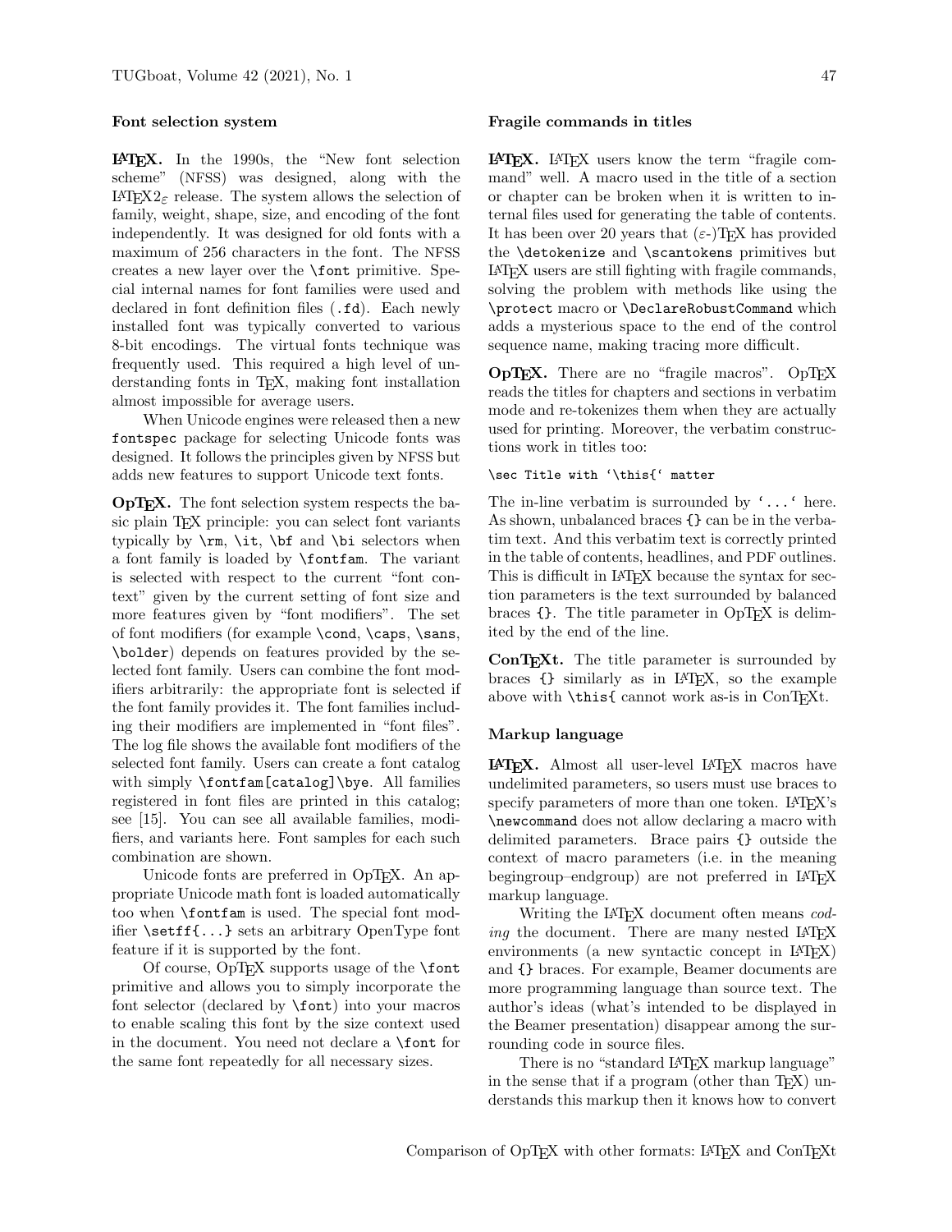### Font selection system

**LaTeX.** In the 1990s, the "New font selection scheme" (NFSS) was designed, along with the LaTeX2$_\varepsilon$ release. The system allows the selection of family, weight, shape, size, and encoding of the font independently. It was designed for old fonts with a maximum of 256 characters in the font. The NFSS creates a new layer over the `\font` primitive. Special internal names for font families were used and declared in font definition files (`.fd`). Each newly installed font was typically converted to various 8-bit encodings. The virtual fonts technique was frequently used. This required a high level of understanding fonts in TeX, making font installation almost impossible for average users.

When Unicode engines were released then a new `fontspec` package for selecting Unicode fonts was designed. It follows the principles given by NFSS but adds new features to support Unicode text fonts.

**OpTeX.** The font selection system respects the basic plain TeX principle: you can select font variants typically by `\rm`, `\it`, `\bf` and `\bi` selectors when a font family is loaded by `\fontfam`. The variant is selected with respect to the current "font context" given by the current setting of font size and more features given by "font modifiers". The set of font modifiers (for example `\cond`, `\caps`, `\sans`, `\bolder`) depends on features provided by the selected font family. Users can combine the font modifiers arbitrarily: the appropriate font is selected if the font family provides it. The font families including their modifiers are implemented in "font files". The log file shows the available font modifiers of the selected font family. Users can create a font catalog with simply `\fontfam[catalog]\bye`. All families registered in font files are printed in this catalog; see [15]. You can see all available families, modifiers, and variants here. Font samples for each such combination are shown.

Unicode fonts are preferred in OpTeX. An appropriate Unicode math font is loaded automatically too when `\fontfam` is used. The special font modifier `\setff{...}` sets an arbitrary OpenType font feature if it is supported by the font.

Of course, OpTeX supports usage of the `\font` primitive and allows you to simply incorporate the font selector (declared by `\font`) into your macros to enable scaling this font by the size context used in the document. You need not declare a `\font` for the same font repeatedly for all necessary sizes.

### Fragile commands in titles

**LaTeX.** LaTeX users know the term "fragile command" well. A macro used in the title of a section or chapter can be broken when it is written to internal files used for generating the table of contents. It has been over 20 years that ($\varepsilon$-)TeX has provided the `\detokenize` and `\scantokens` primitives but LaTeX users are still fighting with fragile commands, solving the problem with methods like using the `\protect` macro or `\DeclareRobustCommand` which adds a mysterious space to the end of the control sequence name, making tracing more difficult.

**OpTeX.** There are no "fragile macros". OpTeX reads the titles for chapters and sections in verbatim mode and re-tokenizes them when they are actually used for printing. Moreover, the verbatim constructions work in titles too:

```
\sec Title with '\this{' matter
```

The in-line verbatim is surrounded by `'...'` here. As shown, unbalanced braces `{}` can be in the verbatim text. And this verbatim text is correctly printed in the table of contents, headlines, and PDF outlines. This is difficult in LaTeX because the syntax for section parameters is the text surrounded by balanced braces `{}`. The title parameter in OpTeX is delimited by the end of the line.

**ConTeXt.** The title parameter is surrounded by braces `{}` similarly as in LaTeX, so the example above with `\this{` cannot work as-is in ConTeXt.

### Markup language

**LaTeX.** Almost all user-level LaTeX macros have undelimited parameters, so users must use braces to specify parameters of more than one token. LaTeX's `\newcommand` does not allow declaring a macro with delimited parameters. Brace pairs `{}` outside the context of macro parameters (i.e. in the meaning begingroup–endgroup) are not preferred in LaTeX markup language.

Writing the LaTeX document often means *coding* the document. There are many nested LaTeX environments (a new syntactic concept in LaTeX) and `{}` braces. For example, Beamer documents are more programming language than source text. The author's ideas (what's intended to be displayed in the Beamer presentation) disappear among the surrounding code in source files.

There is no "standard LaTeX markup language" in the sense that if a program (other than TeX) understands this markup then it knows how to convert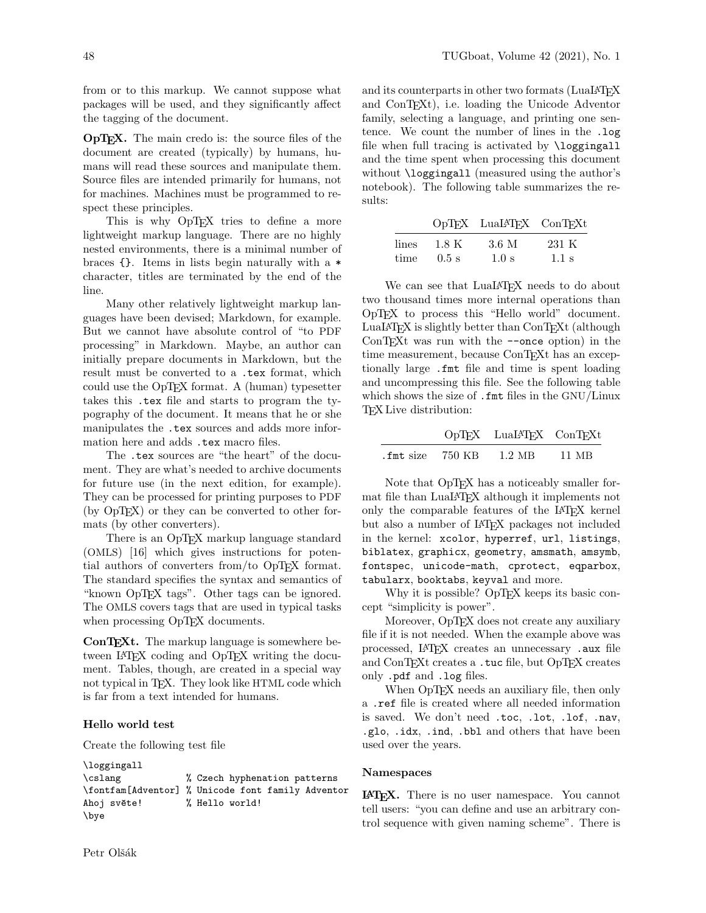from or to this markup. We cannot suppose what packages will be used, and they significantly affect the tagging of the document.

**OpTEX.** The main credo is: the source files of the document are created (typically) by humans, humans will read these sources and manipulate them. Source files are intended primarily for humans, not for machines. Machines must be programmed to respect these principles.

This is why OpTEX tries to define a more lightweight markup language. There are no highly nested environments, there is a minimal number of braces `{}`. Items in lists begin naturally with a `*` character, titles are terminated by the end of the line.

Many other relatively lightweight markup languages have been devised; Markdown, for example. But we cannot have absolute control of "to PDF processing" in Markdown. Maybe, an author can initially prepare documents in Markdown, but the result must be converted to a `.tex` format, which could use the OpTEX format. A (human) typesetter takes this `.tex` file and starts to program the typography of the document. It means that he or she manipulates the `.tex` sources and adds more information here and adds `.tex` macro files.

The `.tex` sources are "the heart" of the document. They are what's needed to archive documents for future use (in the next edition, for example). They can be processed for printing purposes to PDF (by OpTEX) or they can be converted to other formats (by other converters).

There is an OpTEX markup language standard (OMLS) [16] which gives instructions for potential authors of converters from/to OpTEX format. The standard specifies the syntax and semantics of "known OpTEX tags". Other tags can be ignored. The OMLS covers tags that are used in typical tasks when processing OpTEX documents.

**ConTEXt.** The markup language is somewhere between LaTEX coding and OpTEX writing the document. Tables, though, are created in a special way not typical in TEX. They look like HTML code which is far from a text intended for humans.

### Hello world test

Create the following test file

```
\loggingall
\cslang             % Czech hyphenation patterns
\fontfam[Adventor]  % Unicode font family Adventor
Ahoj světe!         % Hello world!
\bye
```

and its counterparts in other two formats (LuaLaTEX and ConTEXt), i.e. loading the Unicode Adventor family, selecting a language, and printing one sentence. We count the number of lines in the `.log` file when full tracing is activated by `\loggingall` and the time spent when processing this document without `\loggingall` (measured using the author's notebook). The following table summarizes the results:

| | OpTEX | LuaLaTEX | ConTEXt |
|---|---|---|---|
| lines | 1.8 K | 3.6 M | 231 K |
| time | 0.5 s | 1.0 s | 1.1 s |

We can see that LuaLaTEX needs to do about two thousand times more internal operations than OpTEX to process this "Hello world" document. LuaLaTEX is slightly better than ConTEXt (although ConTEXt was run with the `--once` option) in the time measurement, because ConTEXt has an exceptionally large `.fmt` file and time is spent loading and uncompressing this file. See the following table which shows the size of `.fmt` files in the GNU/Linux TEX Live distribution:

| | OpTEX | LuaLaTEX | ConTEXt |
|---|---|---|---|
| `.fmt` size | 750 KB | 1.2 MB | 11 MB |

Note that OpTEX has a noticeably smaller format file than LuaLaTEX although it implements not only the comparable features of the LaTEX kernel but also a number of LaTEX packages not included in the kernel: `xcolor`, `hyperref`, `url`, `listings`, `biblatex`, `graphicx`, `geometry`, `amsmath`, `amsymb`, `fontspec`, `unicode-math`, `cprotect`, `eqparbox`, `tabularx`, `booktabs`, `keyval` and more.

Why it is possible? OpTEX keeps its basic concept "simplicity is power".

Moreover, OpTEX does not create any auxiliary file if it is not needed. When the example above was processed, LaTEX creates an unnecessary `.aux` file and ConTEXt creates a `.tuc` file, but OpTEX creates only `.pdf` and `.log` files.

When OpTEX needs an auxiliary file, then only a `.ref` file is created where all needed information is saved. We don't need `.toc`, `.lot`, `.lof`, `.nav`, `.glo`, `.idx`, `.ind`, `.bbl` and others that have been used over the years.

### Namespaces

**LaTEX.** There is no user namespace. You cannot tell users: "you can define and use an arbitrary control sequence with given naming scheme". There is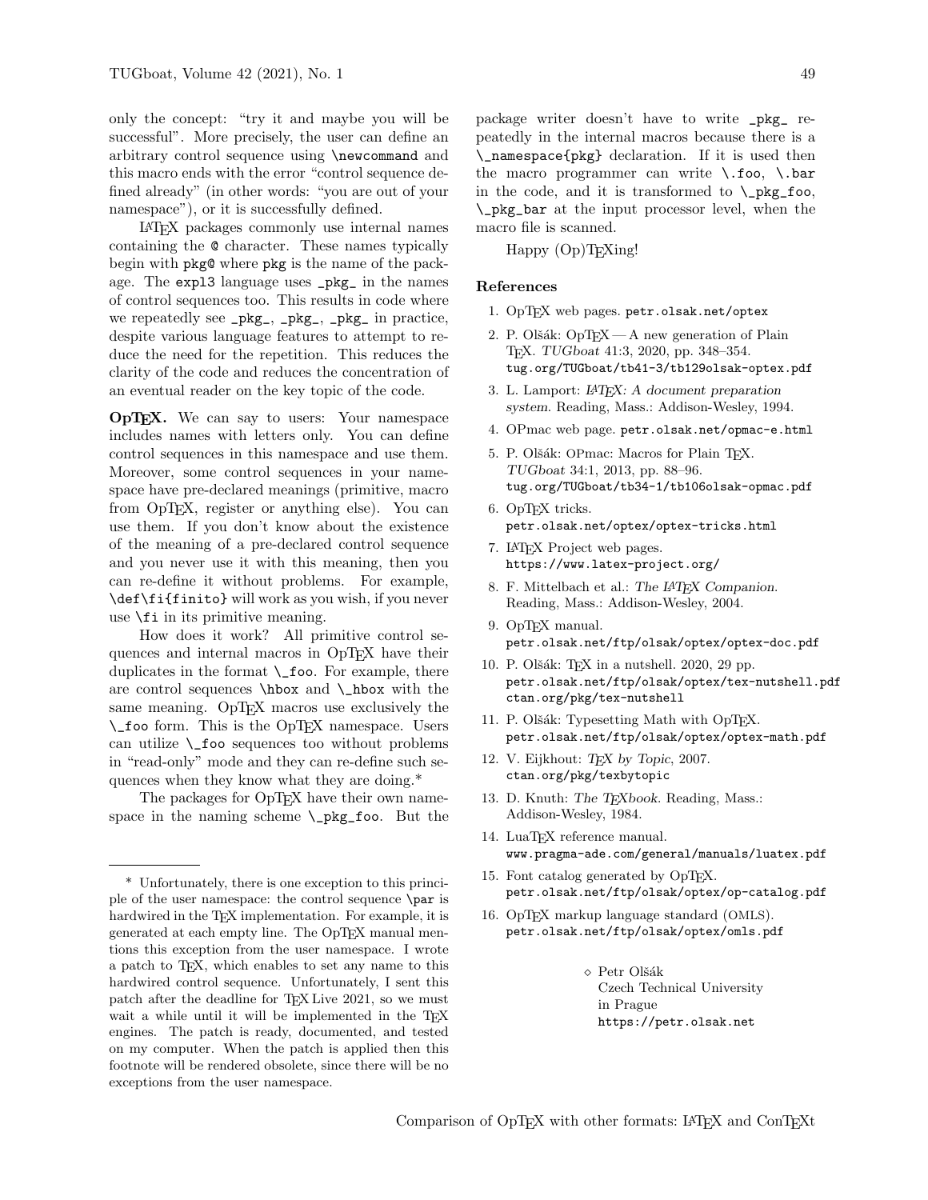only the concept: "try it and maybe you will be successful". More precisely, the user can define an arbitrary control sequence using `\newcommand` and this macro ends with the error "control sequence defined already" (in other words: "you are out of your namespace"), or it is successfully defined.

LaTeX packages commonly use internal names containing the `@` character. These names typically begin with `pkg@` where `pkg` is the name of the package. The `expl3` language uses `_pkg_` in the names of control sequences too. This results in code where we repeatedly see `_pkg_`, `_pkg_`, `_pkg_` in practice, despite various language features to attempt to reduce the need for the repetition. This reduces the clarity of the code and reduces the concentration of an eventual reader on the key topic of the code.

**OpTeX.** We can say to users: Your namespace includes names with letters only. You can define control sequences in this namespace and use them. Moreover, some control sequences in your namespace have pre-declared meanings (primitive, macro from OpTeX, register or anything else). You can use them. If you don't know about the existence of the meaning of a pre-declared control sequence and you never use it with this meaning, then you can re-define it without problems. For example, `\def\fi{finito}` will work as you wish, if you never use `\fi` in its primitive meaning.

How does it work? All primitive control sequences and internal macros in OpTeX have their duplicates in the format `\_foo`. For example, there are control sequences `\hbox` and `\_hbox` with the same meaning. OpTeX macros use exclusively the `\_foo` form. This is the OpTeX namespace. Users can utilize `\_foo` sequences too without problems in "read-only" mode and they can re-define such sequences when they know what they are doing.*

The packages for OpTeX have their own namespace in the naming scheme `\_pkg_foo`. But the package writer doesn't have to write `_pkg_` repeatedly in the internal macros because there is a `\_namespace{pkg}` declaration. If it is used then the macro programmer can write `\.foo`, `\.bar` in the code, and it is transformed to `\_pkg_foo`, `\_pkg_bar` at the input processor level, when the macro file is scanned.

Happy (Op)TeXing!

### References

1. OpTeX web pages. `petr.olsak.net/optex`
2. P. Olšák: OpTeX — A new generation of Plain TeX. *TUGboat* 41:3, 2020, pp. 348–354. `tug.org/TUGboat/tb41-3/tb129olsak-optex.pdf`
3. L. Lamport: *LaTeX: A document preparation system*. Reading, Mass.: Addison-Wesley, 1994.
4. OPmac web page. `petr.olsak.net/opmac-e.html`
5. P. Olšák: OPmac: Macros for Plain TeX. *TUGboat* 34:1, 2013, pp. 88–96. `tug.org/TUGboat/tb34-1/tb106olsak-opmac.pdf`
6. OpTeX tricks. `petr.olsak.net/optex/optex-tricks.html`
7. LaTeX Project web pages. `https://www.latex-project.org/`
8. F. Mittelbach et al.: *The LaTeX Companion*. Reading, Mass.: Addison-Wesley, 2004.
9. OpTeX manual. `petr.olsak.net/ftp/olsak/optex/optex-doc.pdf`
10. P. Olšák: TeX in a nutshell. 2020, 29 pp. `petr.olsak.net/ftp/olsak/optex/tex-nutshell.pdf` `ctan.org/pkg/tex-nutshell`
11. P. Olšák: Typesetting Math with OpTeX. `petr.olsak.net/ftp/olsak/optex/optex-math.pdf`
12. V. Eijkhout: *TeX by Topic*, 2007. `ctan.org/pkg/texbytopic`
13. D. Knuth: *The TeXbook*. Reading, Mass.: Addison-Wesley, 1984.
14. LuaTeX reference manual. `www.pragma-ade.com/general/manuals/luatex.pdf`
15. Font catalog generated by OpTeX. `petr.olsak.net/ftp/olsak/optex/op-catalog.pdf`
16. OpTeX markup language standard (OMLS). `petr.olsak.net/ftp/olsak/optex/omls.pdf`

◇ Petr Olšák
Czech Technical University
in Prague
`https://petr.olsak.net`

---

\* Unfortunately, there is one exception to this principle of the user namespace: the control sequence `\par` is hardwired in the TeX implementation. For example, it is generated at each empty line. The OpTeX manual mentions this exception from the user namespace. I wrote a patch to TeX, which enables to set any name to this hardwired control sequence. Unfortunately, I sent this patch after the deadline for TeX Live 2021, so we must wait a while until it will be implemented in the TeX engines. The patch is ready, documented, and tested on my computer. When the patch is applied then this footnote will be rendered obsolete, since there will be no exceptions from the user namespace.